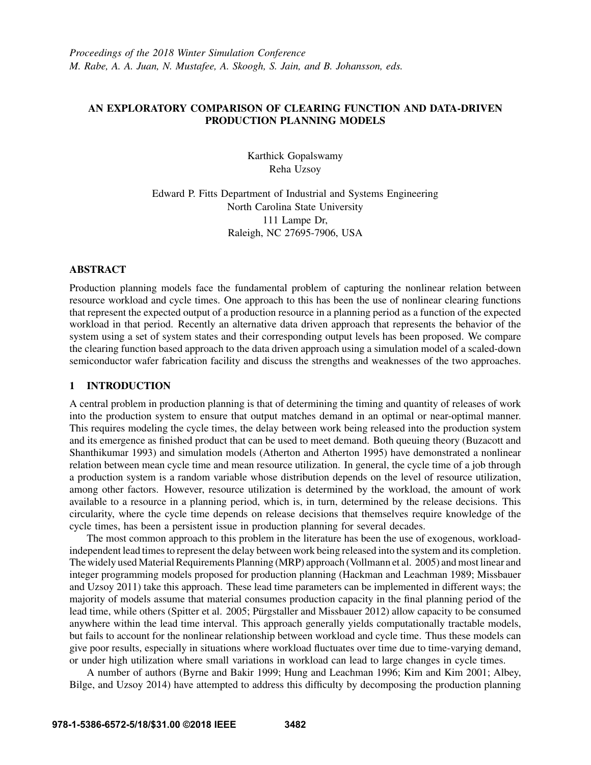*Proceedings of the 2018 Winter Simulation Conference*
*M. Rabe, A. A. Juan, N. Mustafee, A. Skoogh, S. Jain, and B. Johansson, eds.*

# AN EXPLORATORY COMPARISON OF CLEARING FUNCTION AND DATA-DRIVEN PRODUCTION PLANNING MODELS

Karthick Gopalswamy
Reha Uzsoy

Edward P. Fitts Department of Industrial and Systems Engineering
North Carolina State University
111 Lampe Dr,
Raleigh, NC 27695-7906, USA

## ABSTRACT

Production planning models face the fundamental problem of capturing the nonlinear relation between resource workload and cycle times. One approach to this has been the use of nonlinear clearing functions that represent the expected output of a production resource in a planning period as a function of the expected workload in that period. Recently an alternative data driven approach that represents the behavior of the system using a set of system states and their corresponding output levels has been proposed. We compare the clearing function based approach to the data driven approach using a simulation model of a scaled-down semiconductor wafer fabrication facility and discuss the strengths and weaknesses of the two approaches.

## 1 INTRODUCTION

A central problem in production planning is that of determining the timing and quantity of releases of work into the production system to ensure that output matches demand in an optimal or near-optimal manner. This requires modeling the cycle times, the delay between work being released into the production system and its emergence as finished product that can be used to meet demand. Both queuing theory (Buzacott and Shanthikumar 1993) and simulation models (Atherton and Atherton 1995) have demonstrated a nonlinear relation between mean cycle time and mean resource utilization. In general, the cycle time of a job through a production system is a random variable whose distribution depends on the level of resource utilization, among other factors. However, resource utilization is determined by the workload, the amount of work available to a resource in a planning period, which is, in turn, determined by the release decisions. This circularity, where the cycle time depends on release decisions that themselves require knowledge of the cycle times, has been a persistent issue in production planning for several decades.

The most common approach to this problem in the literature has been the use of exogenous, workload-independent lead times to represent the delay between work being released into the system and its completion. The widely used Material Requirements Planning (MRP) approach (Vollmann et al. 2005) and most linear and integer programming models proposed for production planning (Hackman and Leachman 1989; Missbauer and Uzsoy 2011) take this approach. These lead time parameters can be implemented in different ways; the majority of models assume that material consumes production capacity in the final planning period of the lead time, while others (Spitter et al. 2005; Pürgstaller and Missbauer 2012) allow capacity to be consumed anywhere within the lead time interval. This approach generally yields computationally tractable models, but fails to account for the nonlinear relationship between workload and cycle time. Thus these models can give poor results, especially in situations where workload fluctuates over time due to time-varying demand, or under high utilization where small variations in workload can lead to large changes in cycle times.

A number of authors (Byrne and Bakir 1999; Hung and Leachman 1996; Kim and Kim 2001; Albey, Bilge, and Uzsoy 2014) have attempted to address this difficulty by decomposing the production planning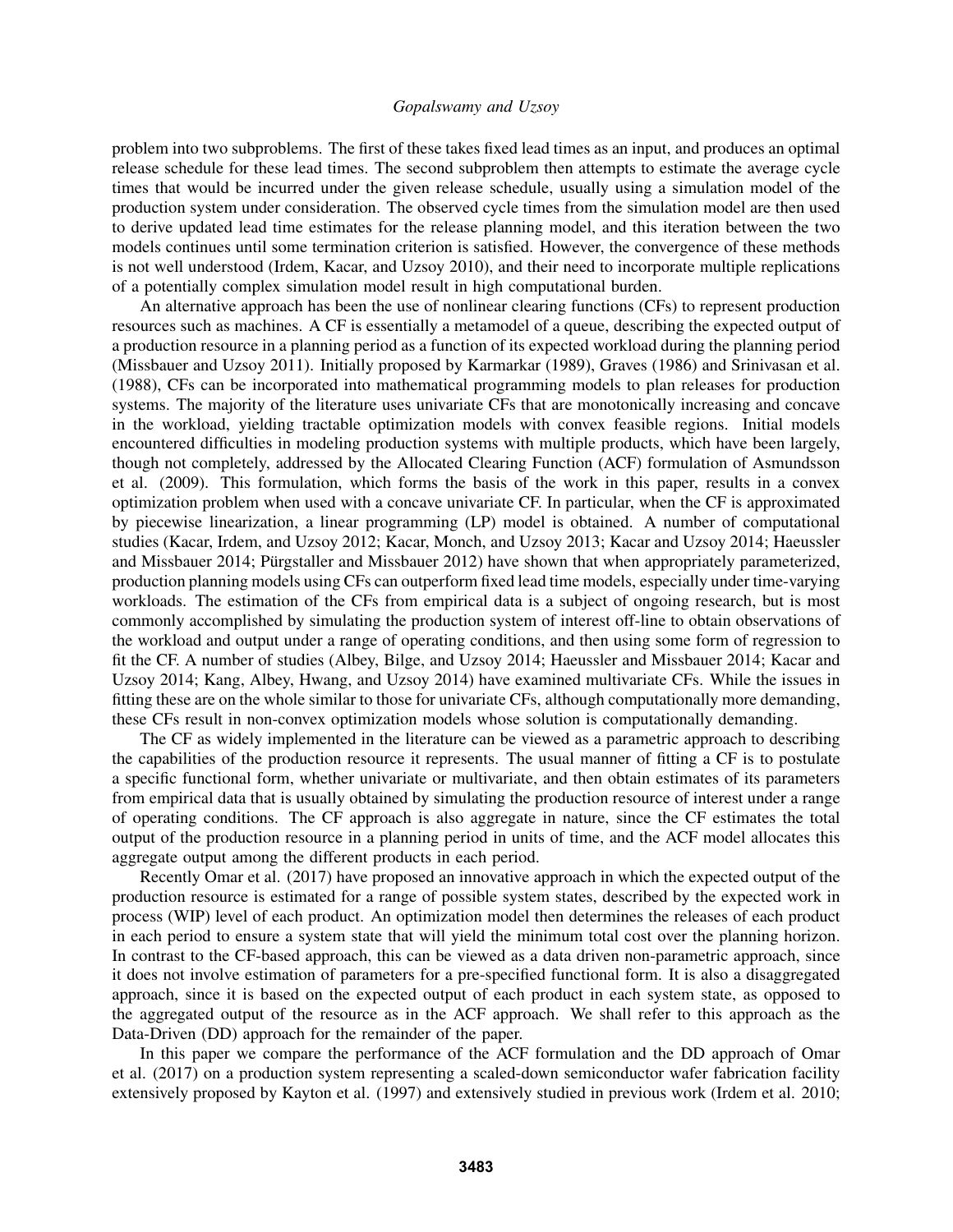problem into two subproblems. The first of these takes fixed lead times as an input, and produces an optimal release schedule for these lead times. The second subproblem then attempts to estimate the average cycle times that would be incurred under the given release schedule, usually using a simulation model of the production system under consideration. The observed cycle times from the simulation model are then used to derive updated lead time estimates for the release planning model, and this iteration between the two models continues until some termination criterion is satisfied. However, the convergence of these methods is not well understood (Irdem, Kacar, and Uzsoy 2010), and their need to incorporate multiple replications of a potentially complex simulation model result in high computational burden.

An alternative approach has been the use of nonlinear clearing functions (CFs) to represent production resources such as machines. A CF is essentially a metamodel of a queue, describing the expected output of a production resource in a planning period as a function of its expected workload during the planning period (Missbauer and Uzsoy 2011). Initially proposed by Karmarkar (1989), Graves (1986) and Srinivasan et al. (1988), CFs can be incorporated into mathematical programming models to plan releases for production systems. The majority of the literature uses univariate CFs that are monotonically increasing and concave in the workload, yielding tractable optimization models with convex feasible regions. Initial models encountered difficulties in modeling production systems with multiple products, which have been largely, though not completely, addressed by the Allocated Clearing Function (ACF) formulation of Asmundsson et al. (2009). This formulation, which forms the basis of the work in this paper, results in a convex optimization problem when used with a concave univariate CF. In particular, when the CF is approximated by piecewise linearization, a linear programming (LP) model is obtained. A number of computational studies (Kacar, Irdem, and Uzsoy 2012; Kacar, Monch, and Uzsoy 2013; Kacar and Uzsoy 2014; Haeussler and Missbauer 2014; Pürgstaller and Missbauer 2012) have shown that when appropriately parameterized, production planning models using CFs can outperform fixed lead time models, especially under time-varying workloads. The estimation of the CFs from empirical data is a subject of ongoing research, but is most commonly accomplished by simulating the production system of interest off-line to obtain observations of the workload and output under a range of operating conditions, and then using some form of regression to fit the CF. A number of studies (Albey, Bilge, and Uzsoy 2014; Haeussler and Missbauer 2014; Kacar and Uzsoy 2014; Kang, Albey, Hwang, and Uzsoy 2014) have examined multivariate CFs. While the issues in fitting these are on the whole similar to those for univariate CFs, although computationally more demanding, these CFs result in non-convex optimization models whose solution is computationally demanding.

The CF as widely implemented in the literature can be viewed as a parametric approach to describing the capabilities of the production resource it represents. The usual manner of fitting a CF is to postulate a specific functional form, whether univariate or multivariate, and then obtain estimates of its parameters from empirical data that is usually obtained by simulating the production resource of interest under a range of operating conditions. The CF approach is also aggregate in nature, since the CF estimates the total output of the production resource in a planning period in units of time, and the ACF model allocates this aggregate output among the different products in each period.

Recently Omar et al. (2017) have proposed an innovative approach in which the expected output of the production resource is estimated for a range of possible system states, described by the expected work in process (WIP) level of each product. An optimization model then determines the releases of each product in each period to ensure a system state that will yield the minimum total cost over the planning horizon. In contrast to the CF-based approach, this can be viewed as a data driven non-parametric approach, since it does not involve estimation of parameters for a pre-specified functional form. It is also a disaggregated approach, since it is based on the expected output of each product in each system state, as opposed to the aggregated output of the resource as in the ACF approach. We shall refer to this approach as the Data-Driven (DD) approach for the remainder of the paper.

In this paper we compare the performance of the ACF formulation and the DD approach of Omar et al. (2017) on a production system representing a scaled-down semiconductor wafer fabrication facility extensively proposed by Kayton et al. (1997) and extensively studied in previous work (Irdem et al. 2010;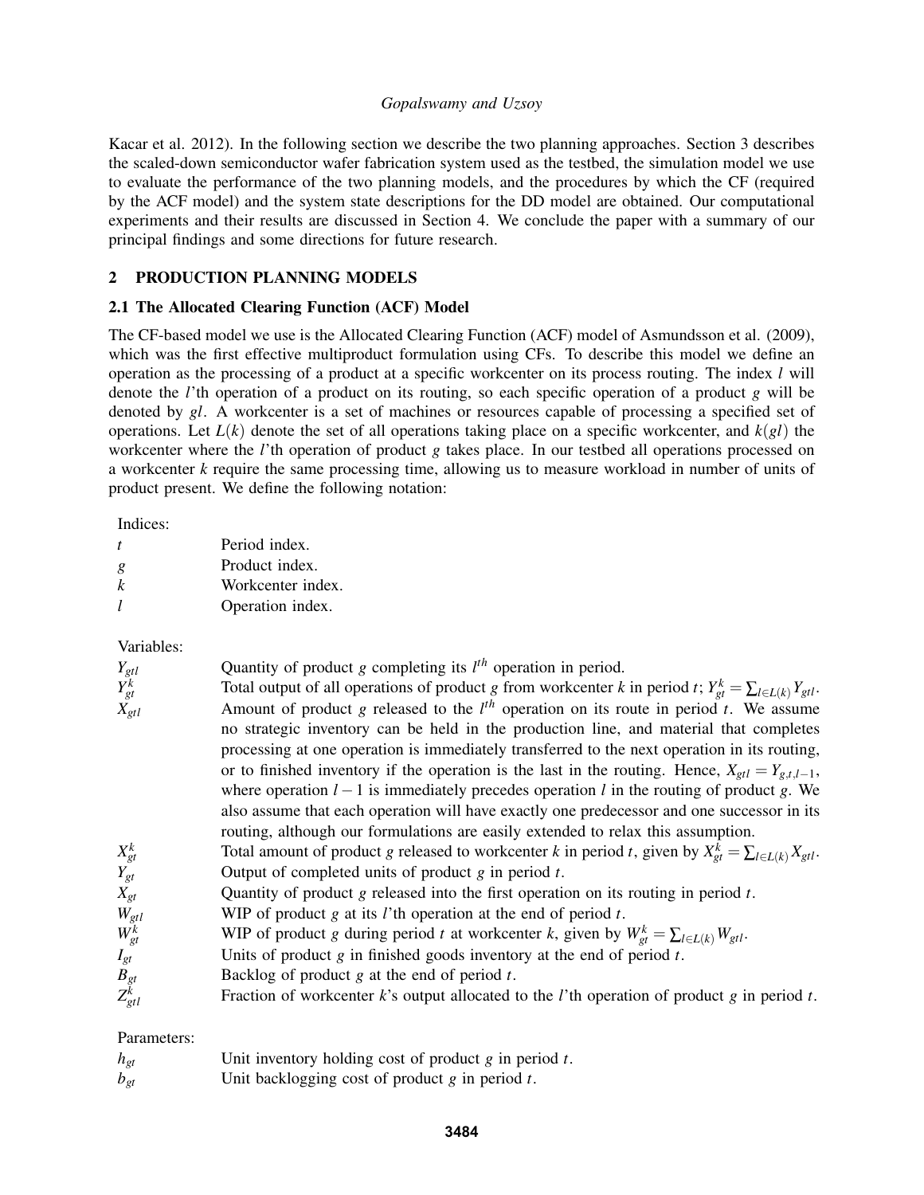Kacar et al. 2012). In the following section we describe the two planning approaches. Section 3 describes the scaled-down semiconductor wafer fabrication system used as the testbed, the simulation model we use to evaluate the performance of the two planning models, and the procedures by which the CF (required by the ACF model) and the system state descriptions for the DD model are obtained. Our computational experiments and their results are discussed in Section 4. We conclude the paper with a summary of our principal findings and some directions for future research.

## 2 PRODUCTION PLANNING MODELS

### 2.1 The Allocated Clearing Function (ACF) Model

The CF-based model we use is the Allocated Clearing Function (ACF) model of Asmundsson et al. (2009), which was the first effective multiproduct formulation using CFs. To describe this model we define an operation as the processing of a product at a specific workcenter on its process routing. The index $l$ will denote the $l$'th operation of a product on its routing, so each specific operation of a product $g$ will be denoted by $gl$. A workcenter is a set of machines or resources capable of processing a specified set of operations. Let $L(k)$ denote the set of all operations taking place on a specific workcenter, and $k(gl)$ the workcenter where the $l$'th operation of product $g$ takes place. In our testbed all operations processed on a workcenter $k$ require the same processing time, allowing us to measure workload in number of units of product present. We define the following notation:

Indices:

| | |
|---|---|
| $t$ | Period index. |
| $g$ | Product index. |
| $k$ | Workcenter index. |
| $l$ | Operation index. |

Variables:

| | |
|---|---|
| $Y_{gtl}$ | Quantity of product $g$ completing its $l^{th}$ operation in period. |
| $Y_{gt}^k$ | Total output of all operations of product $g$ from workcenter $k$ in period $t$; $Y_{gt}^k = \sum_{l \in L(k)} Y_{gtl}$. |
| $X_{gtl}$ | Amount of product $g$ released to the $l^{th}$ operation on its route in period $t$. We assume no strategic inventory can be held in the production line, and material that completes processing at one operation is immediately transferred to the next operation in its routing, or to finished inventory if the operation is the last in the routing. Hence, $X_{gtl} = Y_{g,t,l-1}$, where operation $l-1$ is immediately precedes operation $l$ in the routing of product $g$. We also assume that each operation will have exactly one predecessor and one successor in its routing, although our formulations are easily extended to relax this assumption. |
| $X_{gt}^k$ | Total amount of product $g$ released to workcenter $k$ in period $t$, given by $X_{gt}^k = \sum_{l \in L(k)} X_{gtl}$. |
| $Y_{gt}$ | Output of completed units of product $g$ in period $t$. |
| $X_{gt}$ | Quantity of product $g$ released into the first operation on its routing in period $t$. |
| $W_{gtl}$ | WIP of product $g$ at its $l$'th operation at the end of period $t$. |
| $W_{gt}^k$ | WIP of product $g$ during period $t$ at workcenter $k$, given by $W_{gt}^k = \sum_{l \in L(k)} W_{gtl}$. |
| $I_{gt}$ | Units of product $g$ in finished goods inventory at the end of period $t$. |
| $B_{gt}$ | Backlog of product $g$ at the end of period $t$. |
| $Z_{gtl}^k$ | Fraction of workcenter $k$'s output allocated to the $l$'th operation of product $g$ in period $t$. |

Parameters:

| | |
|---|---|
| $h_{gt}$ | Unit inventory holding cost of product $g$ in period $t$. |
| $b_{gt}$ | Unit backlogging cost of product $g$ in period $t$. |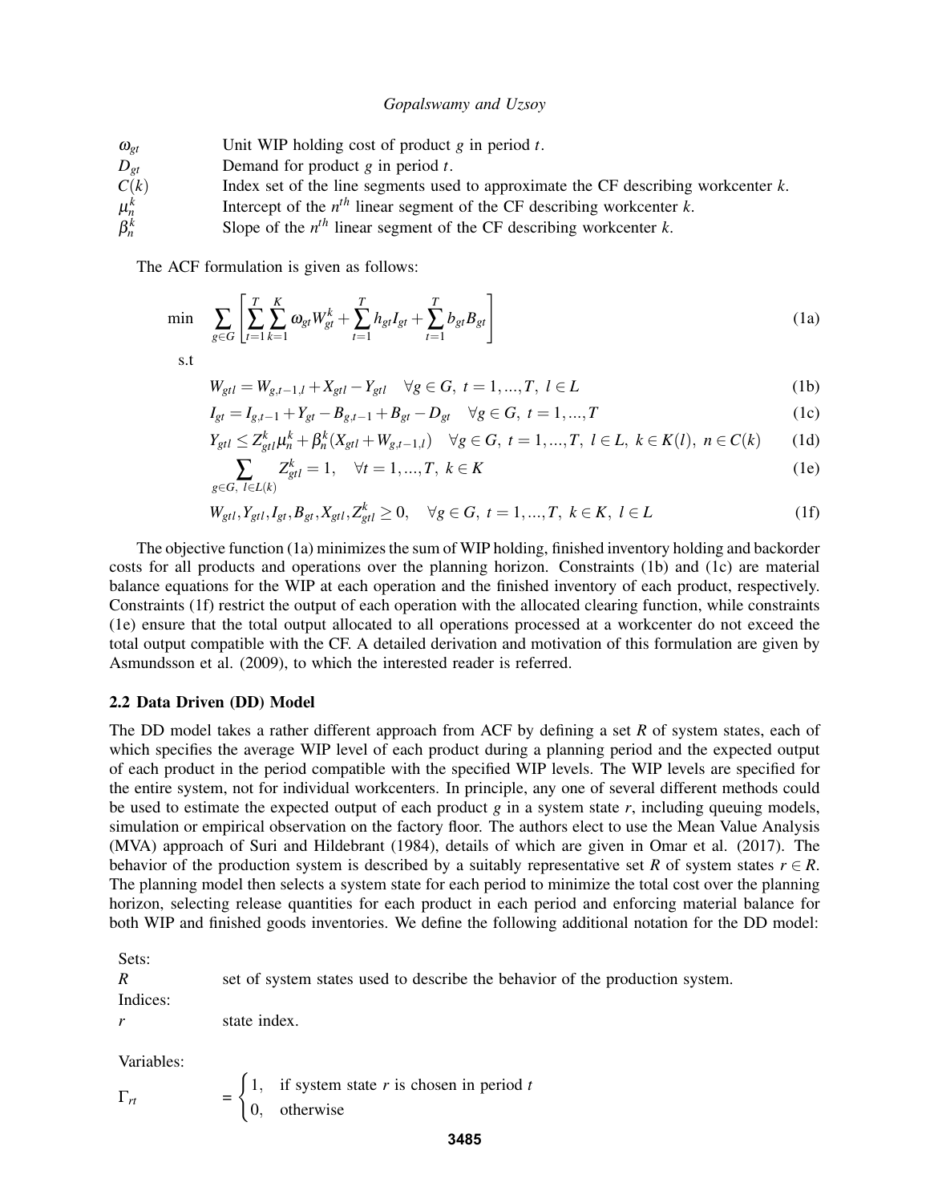| | |
|---|---|
| $\omega_{gt}$ | Unit WIP holding cost of product $g$ in period $t$. |
| $D_{gt}$ | Demand for product $g$ in period $t$. |
| $C(k)$ | Index set of the line segments used to approximate the CF describing workcenter $k$. |
| $\mu_n^k$ | Intercept of the $n^{th}$ linear segment of the CF describing workcenter $k$. |
| $\beta_n^k$ | Slope of the $n^{th}$ linear segment of the CF describing workcenter $k$. |

The ACF formulation is given as follows:

$$\min \quad \sum_{g \in G} \left[ \sum_{t=1}^{T} \sum_{k=1}^{K} \omega_{gt} W_{gt}^{k} + \sum_{t=1}^{T} h_{gt} I_{gt} + \sum_{t=1}^{T} b_{gt} B_{gt} \right] \tag{1a}$$

s.t

$$W_{gtl} = W_{g,t-1,l} + X_{gtl} - Y_{gtl} \quad \forall g \in G,\ t = 1,...,T,\ l \in L \tag{1b}$$

$$I_{gt} = I_{g,t-1} + Y_{gt} - B_{g,t-1} + B_{gt} - D_{gt} \quad \forall g \in G,\ t = 1,...,T \tag{1c}$$

$$Y_{gtl} \leq Z_{gtl}^{k} \mu_n^k + \beta_n^k (X_{gtl} + W_{g,t-1,l}) \quad \forall g \in G,\ t = 1,...,T,\ l \in L,\ k \in K(l),\ n \in C(k) \tag{1d}$$

$$\sum_{g \in G,\ l \in L(k)} Z_{gtl}^{k} = 1, \quad \forall t = 1,...,T,\ k \in K \tag{1e}$$

$$W_{gtl}, Y_{gtl}, I_{gt}, B_{gt}, X_{gtl}, Z_{gtl}^{k} \geq 0, \quad \forall g \in G,\ t = 1,...,T,\ k \in K,\ l \in L \tag{1f}$$

The objective function (1a) minimizes the sum of WIP holding, finished inventory holding and backorder costs for all products and operations over the planning horizon. Constraints (1b) and (1c) are material balance equations for the WIP at each operation and the finished inventory of each product, respectively. Constraints (1f) restrict the output of each operation with the allocated clearing function, while constraints (1e) ensure that the total output allocated to all operations processed at a workcenter do not exceed the total output compatible with the CF. A detailed derivation and motivation of this formulation are given by Asmundsson et al. (2009), to which the interested reader is referred.

### 2.2 Data Driven (DD) Model

The DD model takes a rather different approach from ACF by defining a set $R$ of system states, each of which specifies the average WIP level of each product during a planning period and the expected output of each product in the period compatible with the specified WIP levels. The WIP levels are specified for the entire system, not for individual workcenters. In principle, any one of several different methods could be used to estimate the expected output of each product $g$ in a system state $r$, including queuing models, simulation or empirical observation on the factory floor. The authors elect to use the Mean Value Analysis (MVA) approach of Suri and Hildebrant (1984), details of which are given in Omar et al. (2017). The behavior of the production system is described by a suitably representative set $R$ of system states $r \in R$. The planning model then selects a system state for each period to minimize the total cost over the planning horizon, selecting release quantities for each product in each period and enforcing material balance for both WIP and finished goods inventories. We define the following additional notation for the DD model:

Sets:

| | |
|---|---|
| $R$ | set of system states used to describe the behavior of the production system. |

Indices:

| | |
|---|---|
| $r$ | state index. |

Variables:

$$\Gamma_{rt} = \begin{cases} 1, & \text{if system state } r \text{ is chosen in period } t \\ 0, & \text{otherwise} \end{cases}$$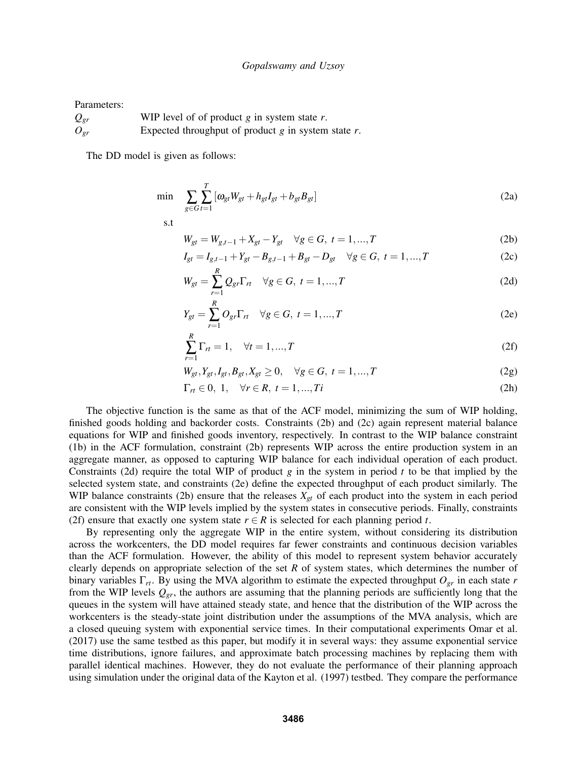Parameters:

$Q_{gr}$ WIP level of of product $g$ in system state $r$.

$O_{gr}$ Expected throughput of product $g$ in system state $r$.

The DD model is given as follows:

$$\min \quad \sum_{g \in G} \sum_{t=1}^{T} [\omega_{gt} W_{gt} + h_{gt} I_{gt} + b_{gt} B_{gt}] \tag{2a}$$

s.t

$$W_{gt} = W_{g,t-1} + X_{gt} - Y_{gt} \quad \forall g \in G,\ t = 1,...,T \tag{2b}$$

$$I_{gt} = I_{g,t-1} + Y_{gt} - B_{g,t-1} + B_{gt} - D_{gt} \quad \forall g \in G,\ t = 1,...,T \tag{2c}$$

$$W_{gt} = \sum_{r=1}^{R} Q_{gr} \Gamma_{rt} \quad \forall g \in G,\ t = 1,...,T \tag{2d}$$

$$Y_{gt} = \sum_{r=1}^{R} O_{gr} \Gamma_{rt} \quad \forall g \in G,\ t = 1,...,T \tag{2e}$$

$$\sum_{r=1}^{R} \Gamma_{rt} = 1, \quad \forall t = 1,...,T \tag{2f}$$

$$W_{gt}, Y_{gt}, I_{gt}, B_{gt}, X_{gt} \geq 0, \quad \forall g \in G,\ t = 1,...,T \tag{2g}$$

$$\Gamma_{rt} \in 0,\ 1, \quad \forall r \in R,\ t = 1,...,Ti \tag{2h}$$

The objective function is the same as that of the ACF model, minimizing the sum of WIP holding, finished goods holding and backorder costs. Constraints (2b) and (2c) again represent material balance equations for WIP and finished goods inventory, respectively. In contrast to the WIP balance constraint (1b) in the ACF formulation, constraint (2b) represents WIP across the entire production system in an aggregate manner, as opposed to capturing WIP balance for each individual operation of each product. Constraints (2d) require the total WIP of product $g$ in the system in period $t$ to be that implied by the selected system state, and constraints (2e) define the expected throughput of each product similarly. The WIP balance constraints (2b) ensure that the releases $X_{gt}$ of each product into the system in each period are consistent with the WIP levels implied by the system states in consecutive periods. Finally, constraints (2f) ensure that exactly one system state $r \in R$ is selected for each planning period $t$.

By representing only the aggregate WIP in the entire system, without considering its distribution across the workcenters, the DD model requires far fewer constraints and continuous decision variables than the ACF formulation. However, the ability of this model to represent system behavior accurately clearly depends on appropriate selection of the set $R$ of system states, which determines the number of binary variables $\Gamma_{rt}$. By using the MVA algorithm to estimate the expected throughput $O_{gr}$ in each state $r$ from the WIP levels $Q_{gr}$, the authors are assuming that the planning periods are sufficiently long that the queues in the system will have attained steady state, and hence that the distribution of the WIP across the workcenters is the steady-state joint distribution under the assumptions of the MVA analysis, which are a closed queuing system with exponential service times. In their computational experiments Omar et al. (2017) use the same testbed as this paper, but modify it in several ways: they assume exponential service time distributions, ignore failures, and approximate batch processing machines by replacing them with parallel identical machines. However, they do not evaluate the performance of their planning approach using simulation under the original data of the Kayton et al. (1997) testbed. They compare the performance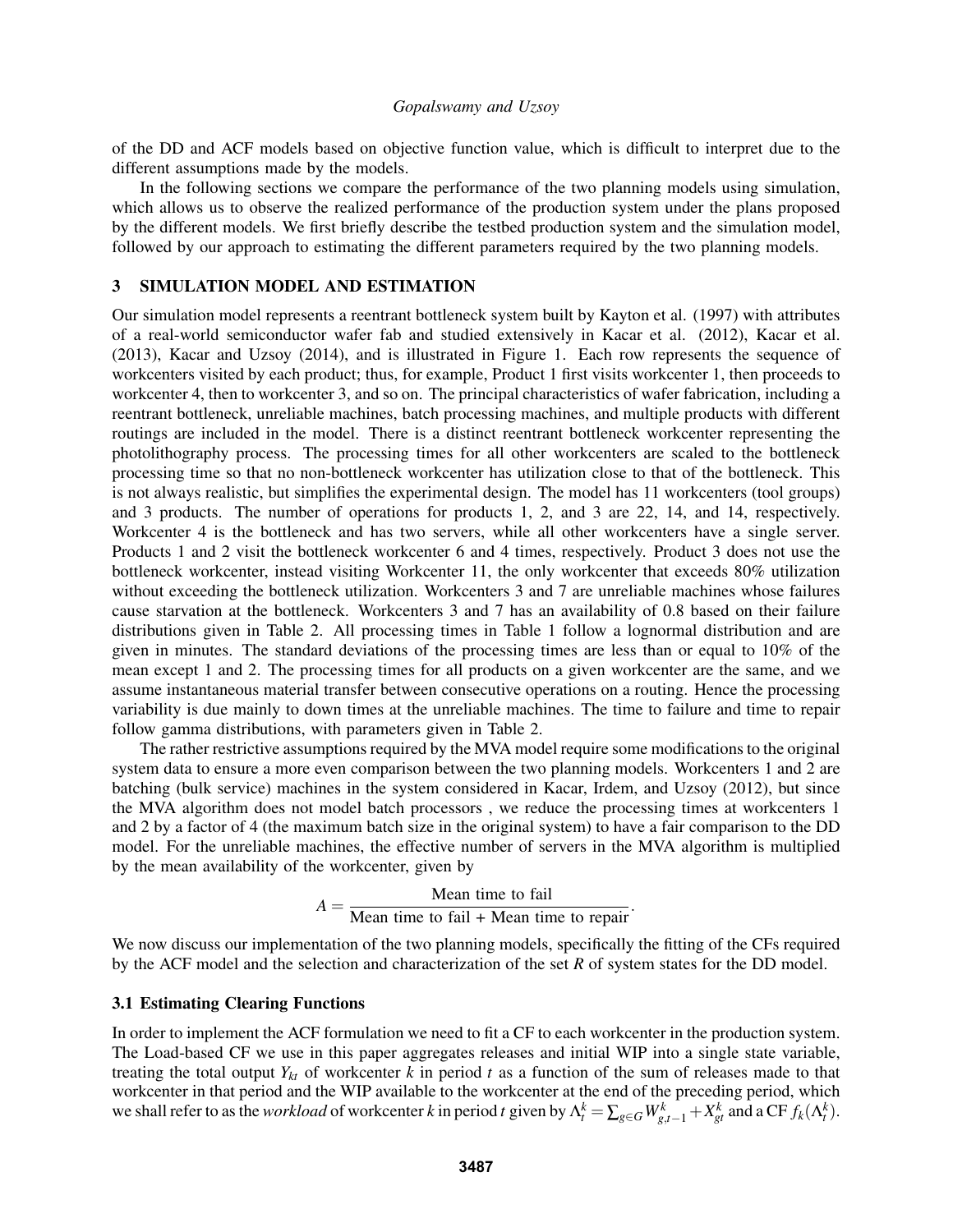of the DD and ACF models based on objective function value, which is difficult to interpret due to the different assumptions made by the models.

In the following sections we compare the performance of the two planning models using simulation, which allows us to observe the realized performance of the production system under the plans proposed by the different models. We first briefly describe the testbed production system and the simulation model, followed by our approach to estimating the different parameters required by the two planning models.

## 3 SIMULATION MODEL AND ESTIMATION

Our simulation model represents a reentrant bottleneck system built by Kayton et al. (1997) with attributes of a real-world semiconductor wafer fab and studied extensively in Kacar et al. (2012), Kacar et al. (2013), Kacar and Uzsoy (2014), and is illustrated in Figure 1. Each row represents the sequence of workcenters visited by each product; thus, for example, Product 1 first visits workcenter 1, then proceeds to workcenter 4, then to workcenter 3, and so on. The principal characteristics of wafer fabrication, including a reentrant bottleneck, unreliable machines, batch processing machines, and multiple products with different routings are included in the model. There is a distinct reentrant bottleneck workcenter representing the photolithography process. The processing times for all other workcenters are scaled to the bottleneck processing time so that no non-bottleneck workcenter has utilization close to that of the bottleneck. This is not always realistic, but simplifies the experimental design. The model has 11 workcenters (tool groups) and 3 products. The number of operations for products 1, 2, and 3 are 22, 14, and 14, respectively. Workcenter 4 is the bottleneck and has two servers, while all other workcenters have a single server. Products 1 and 2 visit the bottleneck workcenter 6 and 4 times, respectively. Product 3 does not use the bottleneck workcenter, instead visiting Workcenter 11, the only workcenter that exceeds 80% utilization without exceeding the bottleneck utilization. Workcenters 3 and 7 are unreliable machines whose failures cause starvation at the bottleneck. Workcenters 3 and 7 has an availability of 0.8 based on their failure distributions given in Table 2. All processing times in Table 1 follow a lognormal distribution and are given in minutes. The standard deviations of the processing times are less than or equal to 10% of the mean except 1 and 2. The processing times for all products on a given workcenter are the same, and we assume instantaneous material transfer between consecutive operations on a routing. Hence the processing variability is due mainly to down times at the unreliable machines. The time to failure and time to repair follow gamma distributions, with parameters given in Table 2.

The rather restrictive assumptions required by the MVA model require some modifications to the original system data to ensure a more even comparison between the two planning models. Workcenters 1 and 2 are batching (bulk service) machines in the system considered in Kacar, Irdem, and Uzsoy (2012), but since the MVA algorithm does not model batch processors , we reduce the processing times at workcenters 1 and 2 by a factor of 4 (the maximum batch size in the original system) to have a fair comparison to the DD model. For the unreliable machines, the effective number of servers in the MVA algorithm is multiplied by the mean availability of the workcenter, given by

$$A = \frac{\text{Mean time to fail}}{\text{Mean time to fail + Mean time to repair}}.$$

We now discuss our implementation of the two planning models, specifically the fitting of the CFs required by the ACF model and the selection and characterization of the set $R$ of system states for the DD model.

### 3.1 Estimating Clearing Functions

In order to implement the ACF formulation we need to fit a CF to each workcenter in the production system. The Load-based CF we use in this paper aggregates releases and initial WIP into a single state variable, treating the total output $Y_{kt}$ of workcenter $k$ in period $t$ as a function of the sum of releases made to that workcenter in that period and the WIP available to the workcenter at the end of the preceding period, which we shall refer to as the *workload* of workcenter $k$ in period $t$ given by $\Lambda_t^k = \sum_{g \in G} W_{g,t-1}^k + X_{gt}^k$ and a CF $f_k(\Lambda_t^k)$.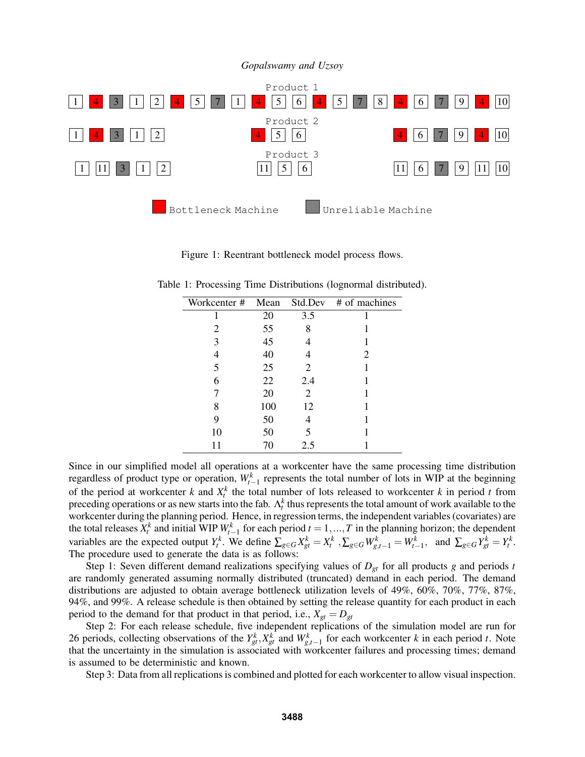Product 1

1 4 3 1 2 4 5 7 1 4 5 6 4 5 7 8 4 6 7 9 4 10

Product 2

1 4 3 1 2 4 5 6 4 6 7 9 4 10

Product 3

1 11 3 1 2 11 5 6 11 6 7 9 11 10

Bottleneck Machine    Unreliable Machine

Figure 1: Reentrant bottleneck model process flows.

Table 1: Processing Time Distributions (lognormal distributed).

| Workcenter # | Mean | Std.Dev | # of machines |
|---|---|---|---|
| 1 | 20 | 3.5 | 1 |
| 2 | 55 | 8 | 1 |
| 3 | 45 | 4 | 1 |
| 4 | 40 | 4 | 2 |
| 5 | 25 | 2 | 1 |
| 6 | 22 | 2.4 | 1 |
| 7 | 20 | 2 | 1 |
| 8 | 100 | 12 | 1 |
| 9 | 50 | 4 | 1 |
| 10 | 50 | 5 | 1 |
| 11 | 70 | 2.5 | 1 |

Since in our simplified model all operations at a workcenter have the same processing time distribution regardless of product type or operation, $W^k_{t-1}$ represents the total number of lots in WIP at the beginning of the period at workcenter $k$ and $X^k_t$ the total number of lots released to workcenter $k$ in period $t$ from preceding operations or as new starts into the fab. $\Lambda^k_t$ thus represents the total amount of work available to the workcenter during the planning period. Hence, in regression terms, the independent variables (covariates) are the total releases $X^k_t$ and initial WIP $W^k_{t-1}$ for each period $t = 1,...,T$ in the planning horizon; the dependent variables are the expected output $Y^k_t$. We define $\sum_{g\in G} X^k_{gt} = X^k_t$ , $\sum_{g\in G} W^k_{g,t-1} = W^k_{t-1}$, and $\sum_{g\in G} Y^k_{gt} = Y^k_t$. The procedure used to generate the data is as follows:

Step 1: Seven different demand realizations specifying values of $D_{gt}$ for all products $g$ and periods $t$ are randomly generated assuming normally distributed (truncated) demand in each period. The demand distributions are adjusted to obtain average bottleneck utilization levels of 49%, 60%, 70%, 77%, 87%, 94%, and 99%. A release schedule is then obtained by setting the release quantity for each product in each period to the demand for that product in that period, i.e., $X_{gt} = D_{gt}$

Step 2: For each release schedule, five independent replications of the simulation model are run for 26 periods, collecting observations of the $Y^k_{gt}, X^k_{gt}$ and $W^k_{g,t-1}$ for each workcenter $k$ in each period $t$. Note that the uncertainty in the simulation is associated with workcenter failures and processing times; demand is assumed to be deterministic and known.

Step 3: Data from all replications is combined and plotted for each workcenter to allow visual inspection.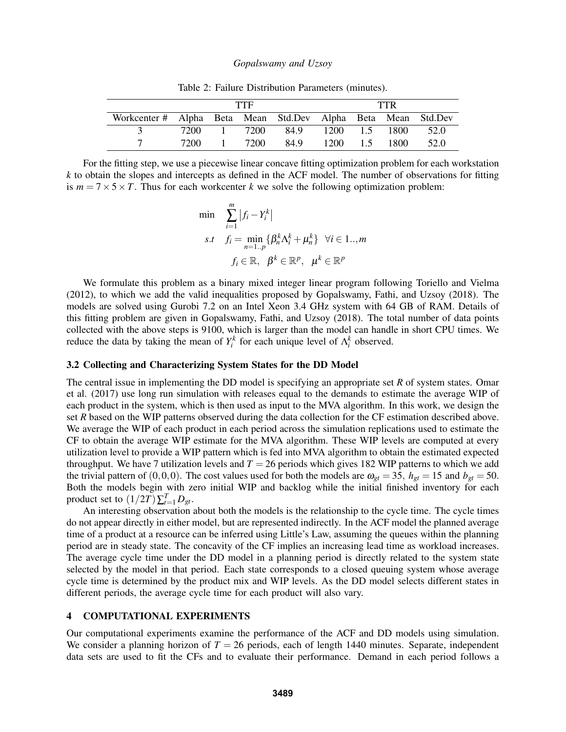Table 2: Failure Distribution Parameters (minutes).

| | TTF | | | | TTR | | | |
|---|---|---|---|---|---|---|---|---|
| Workcenter # | Alpha | Beta | Mean | Std.Dev | Alpha | Beta | Mean | Std.Dev |
| 3 | 7200 | 1 | 7200 | 84.9 | 1200 | 1.5 | 1800 | 52.0 |
| 7 | 7200 | 1 | 7200 | 84.9 | 1200 | 1.5 | 1800 | 52.0 |

For the fitting step, we use a piecewise linear concave fitting optimization problem for each workstation $k$ to obtain the slopes and intercepts as defined in the ACF model. The number of observations for fitting is $m = 7 \times 5 \times T$. Thus for each workcenter $k$ we solve the following optimization problem:

$$
\begin{aligned}
\min \quad & \sum_{i=1}^{m} \left| f_i - Y_i^k \right| \\
s.t \quad & f_i = \min_{n=1..p} \{\beta_n^k \Lambda_i^k + \mu_n^k\} \quad \forall i \in 1..,m \\
& f_i \in \mathbb{R}, \quad \beta^k \in \mathbb{R}^p, \quad \mu^k \in \mathbb{R}^p
\end{aligned}
$$

We formulate this problem as a binary mixed integer linear program following Toriello and Vielma (2012), to which we add the valid inequalities proposed by Gopalswamy, Fathi, and Uzsoy (2018). The models are solved using Gurobi 7.2 on an Intel Xeon 3.4 GHz system with 64 GB of RAM. Details of this fitting problem are given in Gopalswamy, Fathi, and Uzsoy (2018). The total number of data points collected with the above steps is 9100, which is larger than the model can handle in short CPU times. We reduce the data by taking the mean of $Y_i^k$ for each unique level of $\Lambda_i^k$ observed.

### 3.2 Collecting and Characterizing System States for the DD Model

The central issue in implementing the DD model is specifying an appropriate set $R$ of system states. Omar et al. (2017) use long run simulation with releases equal to the demands to estimate the average WIP of each product in the system, which is then used as input to the MVA algorithm. In this work, we design the set $R$ based on the WIP patterns observed during the data collection for the CF estimation described above. We average the WIP of each product in each period across the simulation replications used to estimate the CF to obtain the average WIP estimate for the MVA algorithm. These WIP levels are computed at every utilization level to provide a WIP pattern which is fed into MVA algorithm to obtain the estimated expected throughput. We have 7 utilization levels and $T = 26$ periods which gives 182 WIP patterns to which we add the trivial pattern of $(0,0,0)$. The cost values used for both the models are $\omega_{gt} = 35$, $h_{gt} = 15$ and $b_{gt} = 50$. Both the models begin with zero initial WIP and backlog while the initial finished inventory for each product set to $(1/2T)\sum_{t=1}^{T} D_{gt}$.

An interesting observation about both the models is the relationship to the cycle time. The cycle times do not appear directly in either model, but are represented indirectly. In the ACF model the planned average time of a product at a resource can be inferred using Little's Law, assuming the queues within the planning period are in steady state. The concavity of the CF implies an increasing lead time as workload increases. The average cycle time under the DD model in a planning period is directly related to the system state selected by the model in that period. Each state corresponds to a closed queuing system whose average cycle time is determined by the product mix and WIP levels. As the DD model selects different states in different periods, the average cycle time for each product will also vary.

## 4 COMPUTATIONAL EXPERIMENTS

Our computational experiments examine the performance of the ACF and DD models using simulation. We consider a planning horizon of $T = 26$ periods, each of length 1440 minutes. Separate, independent data sets are used to fit the CFs and to evaluate their performance. Demand in each period follows a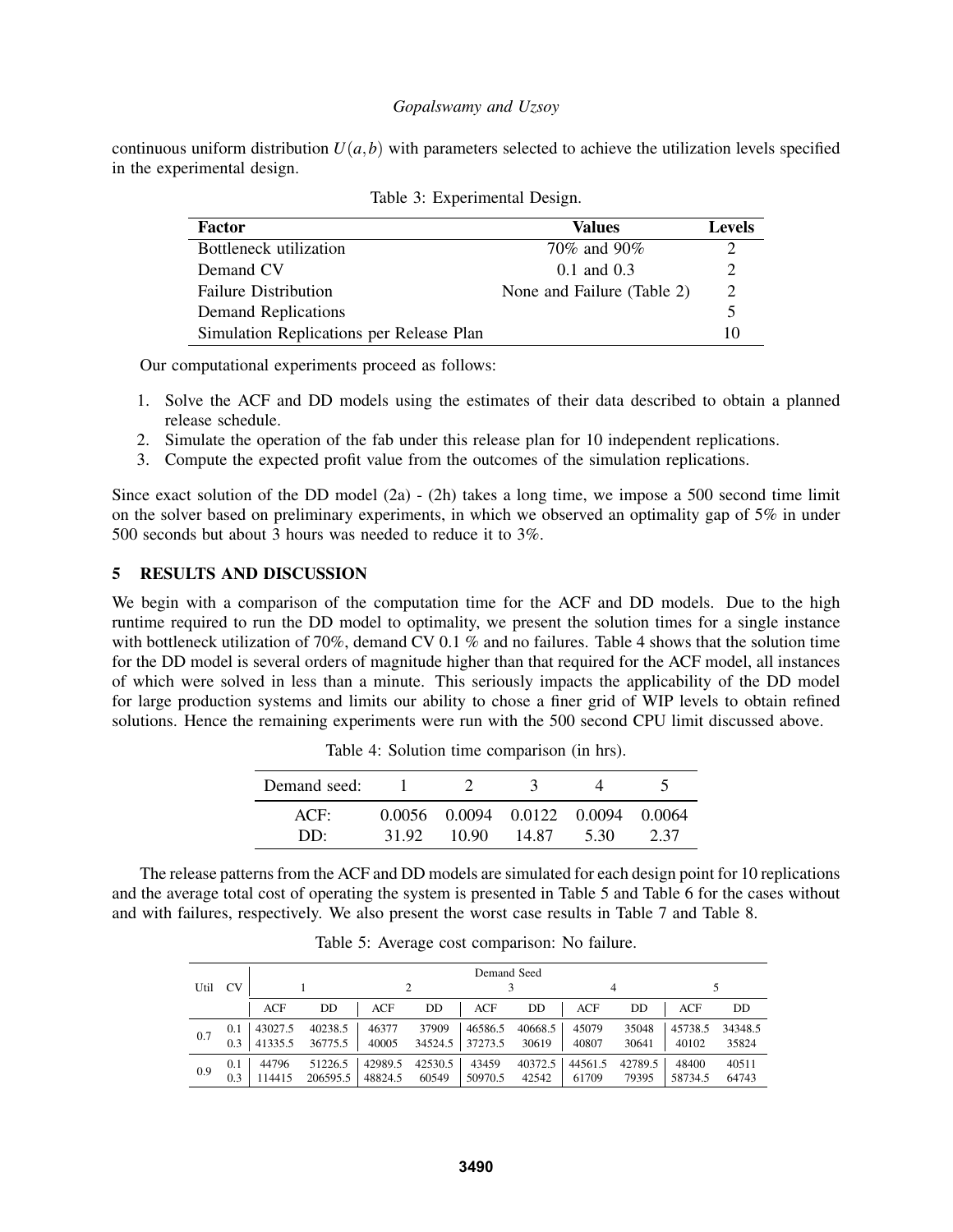continuous uniform distribution $U(a,b)$ with parameters selected to achieve the utilization levels specified in the experimental design.

Table 3: Experimental Design.

| Factor | Values | Levels |
|---|---|---|
| Bottleneck utilization | 70% and 90% | 2 |
| Demand CV | 0.1 and 0.3 | 2 |
| Failure Distribution | None and Failure (Table 2) | 2 |
| Demand Replications | | 5 |
| Simulation Replications per Release Plan | | 10 |

Our computational experiments proceed as follows:

1. Solve the ACF and DD models using the estimates of their data described to obtain a planned release schedule.
2. Simulate the operation of the fab under this release plan for 10 independent replications.
3. Compute the expected profit value from the outcomes of the simulation replications.

Since exact solution of the DD model (2a) - (2h) takes a long time, we impose a 500 second time limit on the solver based on preliminary experiments, in which we observed an optimality gap of 5% in under 500 seconds but about 3 hours was needed to reduce it to 3%.

## 5 RESULTS AND DISCUSSION

We begin with a comparison of the computation time for the ACF and DD models. Due to the high runtime required to run the DD model to optimality, we present the solution times for a single instance with bottleneck utilization of 70%, demand CV 0.1 % and no failures. Table 4 shows that the solution time for the DD model is several orders of magnitude higher than that required for the ACF model, all instances of which were solved in less than a minute. This seriously impacts the applicability of the DD model for large production systems and limits our ability to chose a finer grid of WIP levels to obtain refined solutions. Hence the remaining experiments were run with the 500 second CPU limit discussed above.

Table 4: Solution time comparison (in hrs).

| Demand seed: | 1 | 2 | 3 | 4 | 5 |
|---|---|---|---|---|---|
| ACF: | 0.0056 | 0.0094 | 0.0122 | 0.0094 | 0.0064 |
| DD: | 31.92 | 10.90 | 14.87 | 5.30 | 2.37 |

The release patterns from the ACF and DD models are simulated for each design point for 10 replications and the average total cost of operating the system is presented in Table 5 and Table 6 for the cases without and with failures, respectively. We also present the worst case results in Table 7 and Table 8.

Table 5: Average cost comparison: No failure.

| | | Demand Seed | | | | | | | | | |
|---|---|---|---|---|---|---|---|---|---|---|---|
| Util | CV | 1 | | 2 | | 3 | | 4 | | 5 | |
| | | ACF | DD | ACF | DD | ACF | DD | ACF | DD | ACF | DD |
| 0.7 | 0.1 | 43027.5 | 40238.5 | 46377 | 37909 | 46586.5 | 40668.5 | 45079 | 35048 | 45738.5 | 34348.5 |
| | 0.3 | 41335.5 | 36775.5 | 40005 | 34524.5 | 37273.5 | 30619 | 40807 | 30641 | 40102 | 35824 |
| 0.9 | 0.1 | 44796 | 51226.5 | 42989.5 | 42530.5 | 43459 | 40372.5 | 44561.5 | 42789.5 | 48400 | 40511 |
| | 0.3 | 114415 | 206595.5 | 48824.5 | 60549 | 50970.5 | 42542 | 61709 | 79395 | 58734.5 | 64743 |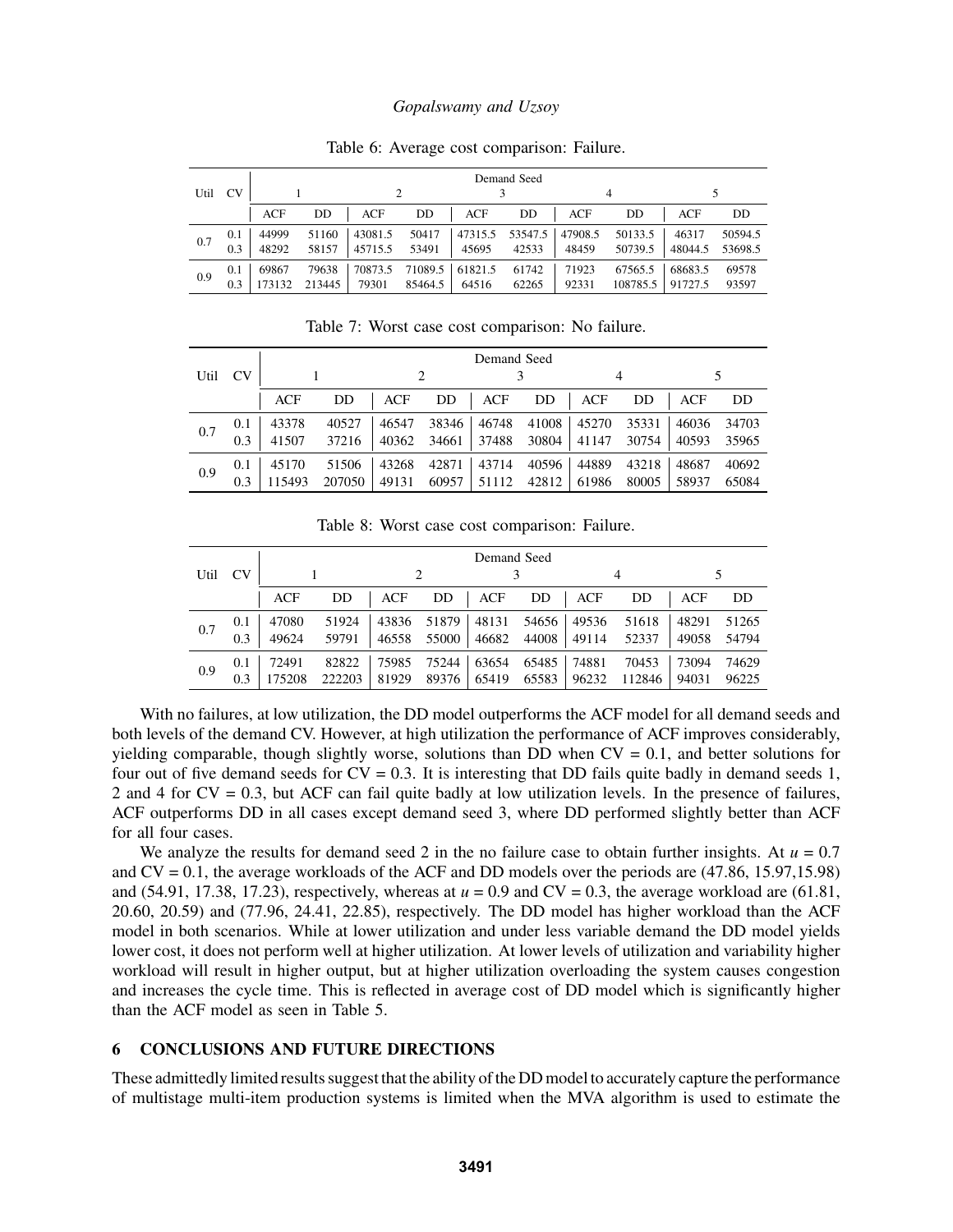Table 6: Average cost comparison: Failure.

| Util | CV | Demand Seed 1 | | 2 | | 3 | | 4 | | 5 | |
|---|---|---|---|---|---|---|---|---|---|---|---|
| | | ACF | DD | ACF | DD | ACF | DD | ACF | DD | ACF | DD |
| 0.7 | 0.1 | 44999 | 51160 | 43081.5 | 50417 | 47315.5 | 53547.5 | 47908.5 | 50133.5 | 46317 | 50594.5 |
| | 0.3 | 48292 | 58157 | 45715.5 | 53491 | 45695 | 42533 | 48459 | 50739.5 | 48044.5 | 53698.5 |
| 0.9 | 0.1 | 69867 | 79638 | 70873.5 | 71089.5 | 61821.5 | 61742 | 71923 | 67565.5 | 68683.5 | 69578 |
| | 0.3 | 173132 | 213445 | 79301 | 85464.5 | 64516 | 62265 | 92331 | 108785.5 | 91727.5 | 93597 |

Table 7: Worst case cost comparison: No failure.

| Util | CV | Demand Seed 1 | | 2 | | 3 | | 4 | | 5 | |
|---|---|---|---|---|---|---|---|---|---|---|---|
| | | ACF | DD | ACF | DD | ACF | DD | ACF | DD | ACF | DD |
| 0.7 | 0.1 | 43378 | 40527 | 46547 | 38346 | 46748 | 41008 | 45270 | 35331 | 46036 | 34703 |
| | 0.3 | 41507 | 37216 | 40362 | 34661 | 37488 | 30804 | 41147 | 30754 | 40593 | 35965 |
| 0.9 | 0.1 | 45170 | 51506 | 43268 | 42871 | 43714 | 40596 | 44889 | 43218 | 48687 | 40692 |
| | 0.3 | 115493 | 207050 | 49131 | 60957 | 51112 | 42812 | 61986 | 80005 | 58937 | 65084 |

Table 8: Worst case cost comparison: Failure.

| Util | CV | Demand Seed 1 | | 2 | | 3 | | 4 | | 5 | |
|---|---|---|---|---|---|---|---|---|---|---|---|
| | | ACF | DD | ACF | DD | ACF | DD | ACF | DD | ACF | DD |
| 0.7 | 0.1 | 47080 | 51924 | 43836 | 51879 | 48131 | 54656 | 49536 | 51618 | 48291 | 51265 |
| | 0.3 | 49624 | 59791 | 46558 | 55000 | 46682 | 44008 | 49114 | 52337 | 49058 | 54794 |
| 0.9 | 0.1 | 72491 | 82822 | 75985 | 75244 | 63654 | 65485 | 74881 | 70453 | 73094 | 74629 |
| | 0.3 | 175208 | 222203 | 81929 | 89376 | 65419 | 65583 | 96232 | 112846 | 94031 | 96225 |

With no failures, at low utilization, the DD model outperforms the ACF model for all demand seeds and both levels of the demand CV. However, at high utilization the performance of ACF improves considerably, yielding comparable, though slightly worse, solutions than DD when CV = 0.1, and better solutions for four out of five demand seeds for CV = 0.3. It is interesting that DD fails quite badly in demand seeds 1, 2 and 4 for CV = 0.3, but ACF can fail quite badly at low utilization levels. In the presence of failures, ACF outperforms DD in all cases except demand seed 3, where DD performed slightly better than ACF for all four cases.

We analyze the results for demand seed 2 in the no failure case to obtain further insights. At $u = 0.7$ and CV = 0.1, the average workloads of the ACF and DD models over the periods are (47.86, 15.97,15.98) and (54.91, 17.38, 17.23), respectively, whereas at $u = 0.9$ and CV = 0.3, the average workload are (61.81, 20.60, 20.59) and (77.96, 24.41, 22.85), respectively. The DD model has higher workload than the ACF model in both scenarios. While at lower utilization and under less variable demand the DD model yields lower cost, it does not perform well at higher utilization. At lower levels of utilization and variability higher workload will result in higher output, but at higher utilization overloading the system causes congestion and increases the cycle time. This is reflected in average cost of DD model which is significantly higher than the ACF model as seen in Table 5.

## 6 CONCLUSIONS AND FUTURE DIRECTIONS

These admittedly limited results suggest that the ability of the DD model to accurately capture the performance of multistage multi-item production systems is limited when the MVA algorithm is used to estimate the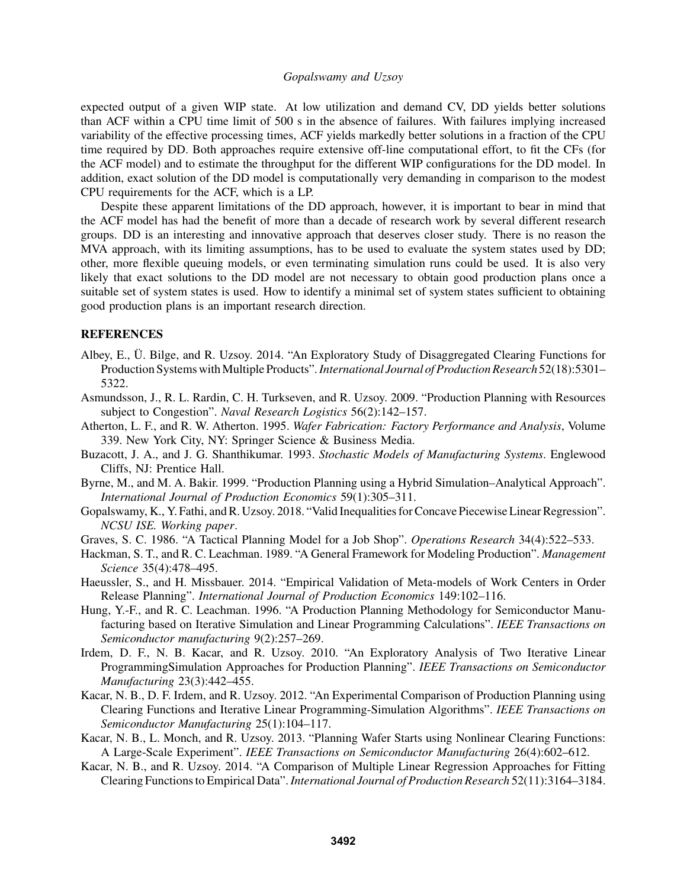expected output of a given WIP state. At low utilization and demand CV, DD yields better solutions than ACF within a CPU time limit of 500 s in the absence of failures. With failures implying increased variability of the effective processing times, ACF yields markedly better solutions in a fraction of the CPU time required by DD. Both approaches require extensive off-line computational effort, to fit the CFs (for the ACF model) and to estimate the throughput for the different WIP configurations for the DD model. In addition, exact solution of the DD model is computationally very demanding in comparison to the modest CPU requirements for the ACF, which is a LP.

Despite these apparent limitations of the DD approach, however, it is important to bear in mind that the ACF model has had the benefit of more than a decade of research work by several different research groups. DD is an interesting and innovative approach that deserves closer study. There is no reason the MVA approach, with its limiting assumptions, has to be used to evaluate the system states used by DD; other, more flexible queuing models, or even terminating simulation runs could be used. It is also very likely that exact solutions to the DD model are not necessary to obtain good production plans once a suitable set of system states is used. How to identify a minimal set of system states sufficient to obtaining good production plans is an important research direction.

## REFERENCES

Albey, E., Ü. Bilge, and R. Uzsoy. 2014. "An Exploratory Study of Disaggregated Clearing Functions for Production Systems with Multiple Products". *International Journal of Production Research* 52(18):5301–5322.

Asmundsson, J., R. L. Rardin, C. H. Turkseven, and R. Uzsoy. 2009. "Production Planning with Resources subject to Congestion". *Naval Research Logistics* 56(2):142–157.

Atherton, L. F., and R. W. Atherton. 1995. *Wafer Fabrication: Factory Performance and Analysis*, Volume 339. New York City, NY: Springer Science & Business Media.

Buzacott, J. A., and J. G. Shanthikumar. 1993. *Stochastic Models of Manufacturing Systems*. Englewood Cliffs, NJ: Prentice Hall.

Byrne, M., and M. A. Bakir. 1999. "Production Planning using a Hybrid Simulation–Analytical Approach". *International Journal of Production Economics* 59(1):305–311.

Gopalswamy, K., Y. Fathi, and R. Uzsoy. 2018. "Valid Inequalities for Concave Piecewise Linear Regression". *NCSU ISE. Working paper*.

Graves, S. C. 1986. "A Tactical Planning Model for a Job Shop". *Operations Research* 34(4):522–533.

Hackman, S. T., and R. C. Leachman. 1989. "A General Framework for Modeling Production". *Management Science* 35(4):478–495.

Haeussler, S., and H. Missbauer. 2014. "Empirical Validation of Meta-models of Work Centers in Order Release Planning". *International Journal of Production Economics* 149:102–116.

Hung, Y.-F., and R. C. Leachman. 1996. "A Production Planning Methodology for Semiconductor Manufacturing based on Iterative Simulation and Linear Programming Calculations". *IEEE Transactions on Semiconductor manufacturing* 9(2):257–269.

Irdem, D. F., N. B. Kacar, and R. Uzsoy. 2010. "An Exploratory Analysis of Two Iterative Linear ProgrammingSimulation Approaches for Production Planning". *IEEE Transactions on Semiconductor Manufacturing* 23(3):442–455.

Kacar, N. B., D. F. Irdem, and R. Uzsoy. 2012. "An Experimental Comparison of Production Planning using Clearing Functions and Iterative Linear Programming-Simulation Algorithms". *IEEE Transactions on Semiconductor Manufacturing* 25(1):104–117.

Kacar, N. B., L. Monch, and R. Uzsoy. 2013. "Planning Wafer Starts using Nonlinear Clearing Functions: A Large-Scale Experiment". *IEEE Transactions on Semiconductor Manufacturing* 26(4):602–612.

Kacar, N. B., and R. Uzsoy. 2014. "A Comparison of Multiple Linear Regression Approaches for Fitting Clearing Functions to Empirical Data". *International Journal of Production Research* 52(11):3164–3184.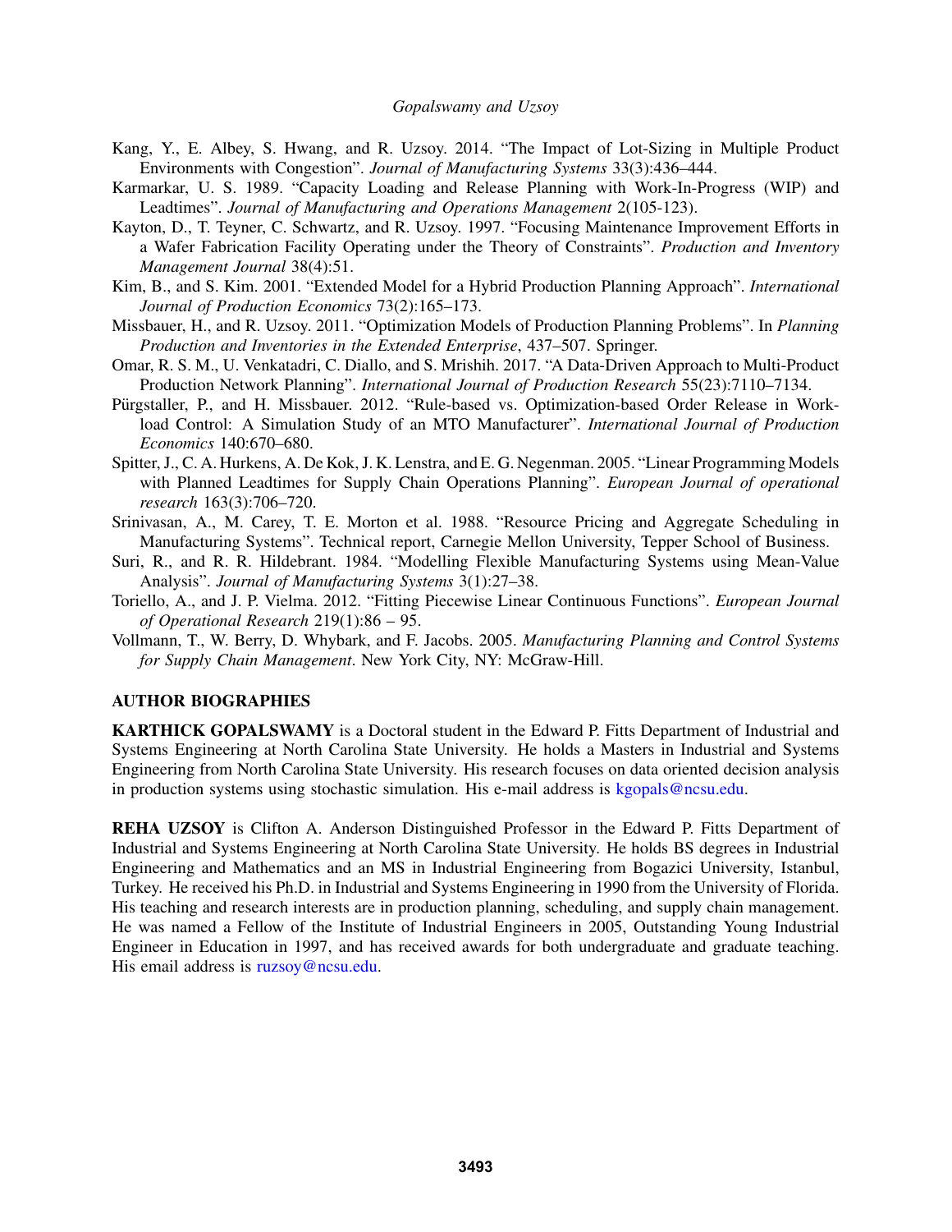Kang, Y., E. Albey, S. Hwang, and R. Uzsoy. 2014. "The Impact of Lot-Sizing in Multiple Product Environments with Congestion". *Journal of Manufacturing Systems* 33(3):436–444.

Karmarkar, U. S. 1989. "Capacity Loading and Release Planning with Work-In-Progress (WIP) and Leadtimes". *Journal of Manufacturing and Operations Management* 2(105-123).

Kayton, D., T. Teyner, C. Schwartz, and R. Uzsoy. 1997. "Focusing Maintenance Improvement Efforts in a Wafer Fabrication Facility Operating under the Theory of Constraints". *Production and Inventory Management Journal* 38(4):51.

Kim, B., and S. Kim. 2001. "Extended Model for a Hybrid Production Planning Approach". *International Journal of Production Economics* 73(2):165–173.

Missbauer, H., and R. Uzsoy. 2011. "Optimization Models of Production Planning Problems". In *Planning Production and Inventories in the Extended Enterprise*, 437–507. Springer.

Omar, R. S. M., U. Venkatadri, C. Diallo, and S. Mrishih. 2017. "A Data-Driven Approach to Multi-Product Production Network Planning". *International Journal of Production Research* 55(23):7110–7134.

Pürgstaller, P., and H. Missbauer. 2012. "Rule-based vs. Optimization-based Order Release in Workload Control: A Simulation Study of an MTO Manufacturer". *International Journal of Production Economics* 140:670–680.

Spitter, J., C. A. Hurkens, A. De Kok, J. K. Lenstra, and E. G. Negenman. 2005. "Linear Programming Models with Planned Leadtimes for Supply Chain Operations Planning". *European Journal of operational research* 163(3):706–720.

Srinivasan, A., M. Carey, T. E. Morton et al. 1988. "Resource Pricing and Aggregate Scheduling in Manufacturing Systems". Technical report, Carnegie Mellon University, Tepper School of Business.

Suri, R., and R. R. Hildebrant. 1984. "Modelling Flexible Manufacturing Systems using Mean-Value Analysis". *Journal of Manufacturing Systems* 3(1):27–38.

Toriello, A., and J. P. Vielma. 2012. "Fitting Piecewise Linear Continuous Functions". *European Journal of Operational Research* 219(1):86 – 95.

Vollmann, T., W. Berry, D. Whybark, and F. Jacobs. 2005. *Manufacturing Planning and Control Systems for Supply Chain Management*. New York City, NY: McGraw-Hill.

## AUTHOR BIOGRAPHIES

**KARTHICK GOPALSWAMY** is a Doctoral student in the Edward P. Fitts Department of Industrial and Systems Engineering at North Carolina State University. He holds a Masters in Industrial and Systems Engineering from North Carolina State University. His research focuses on data oriented decision analysis in production systems using stochastic simulation. His e-mail address is kgopals@ncsu.edu.

**REHA UZSOY** is Clifton A. Anderson Distinguished Professor in the Edward P. Fitts Department of Industrial and Systems Engineering at North Carolina State University. He holds BS degrees in Industrial Engineering and Mathematics and an MS in Industrial Engineering from Bogazici University, Istanbul, Turkey. He received his Ph.D. in Industrial and Systems Engineering in 1990 from the University of Florida. His teaching and research interests are in production planning, scheduling, and supply chain management. He was named a Fellow of the Institute of Industrial Engineers in 2005, Outstanding Young Industrial Engineer in Education in 1997, and has received awards for both undergraduate and graduate teaching. His email address is ruzsoy@ncsu.edu.